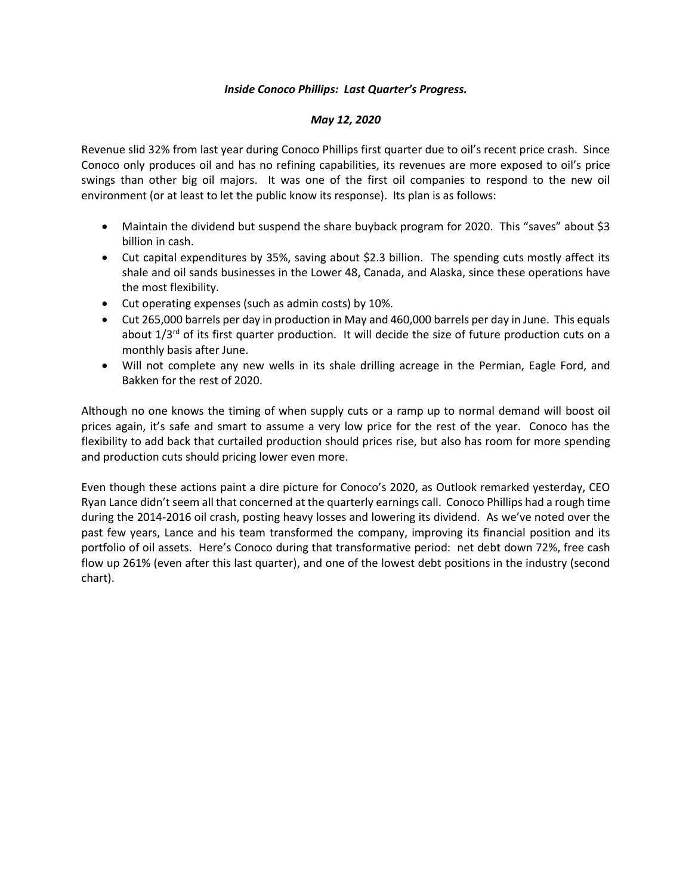***Inside Conoco Phillips: Last Quarter's Progress.***

***May 12, 2020***

Revenue slid 32% from last year during Conoco Phillips first quarter due to oil's recent price crash. Since Conoco only produces oil and has no refining capabilities, its revenues are more exposed to oil's price swings than other big oil majors. It was one of the first oil companies to respond to the new oil environment (or at least to let the public know its response). Its plan is as follows:

- Maintain the dividend but suspend the share buyback program for 2020. This "saves" about $3 billion in cash.
- Cut capital expenditures by 35%, saving about $2.3 billion. The spending cuts mostly affect its shale and oil sands businesses in the Lower 48, Canada, and Alaska, since these operations have the most flexibility.
- Cut operating expenses (such as admin costs) by 10%.
- Cut 265,000 barrels per day in production in May and 460,000 barrels per day in June. This equals about 1/3rd of its first quarter production. It will decide the size of future production cuts on a monthly basis after June.
- Will not complete any new wells in its shale drilling acreage in the Permian, Eagle Ford, and Bakken for the rest of 2020.

Although no one knows the timing of when supply cuts or a ramp up to normal demand will boost oil prices again, it's safe and smart to assume a very low price for the rest of the year. Conoco has the flexibility to add back that curtailed production should prices rise, but also has room for more spending and production cuts should pricing lower even more.

Even though these actions paint a dire picture for Conoco's 2020, as Outlook remarked yesterday, CEO Ryan Lance didn't seem all that concerned at the quarterly earnings call. Conoco Phillips had a rough time during the 2014-2016 oil crash, posting heavy losses and lowering its dividend. As we've noted over the past few years, Lance and his team transformed the company, improving its financial position and its portfolio of oil assets. Here's Conoco during that transformative period: net debt down 72%, free cash flow up 261% (even after this last quarter), and one of the lowest debt positions in the industry (second chart).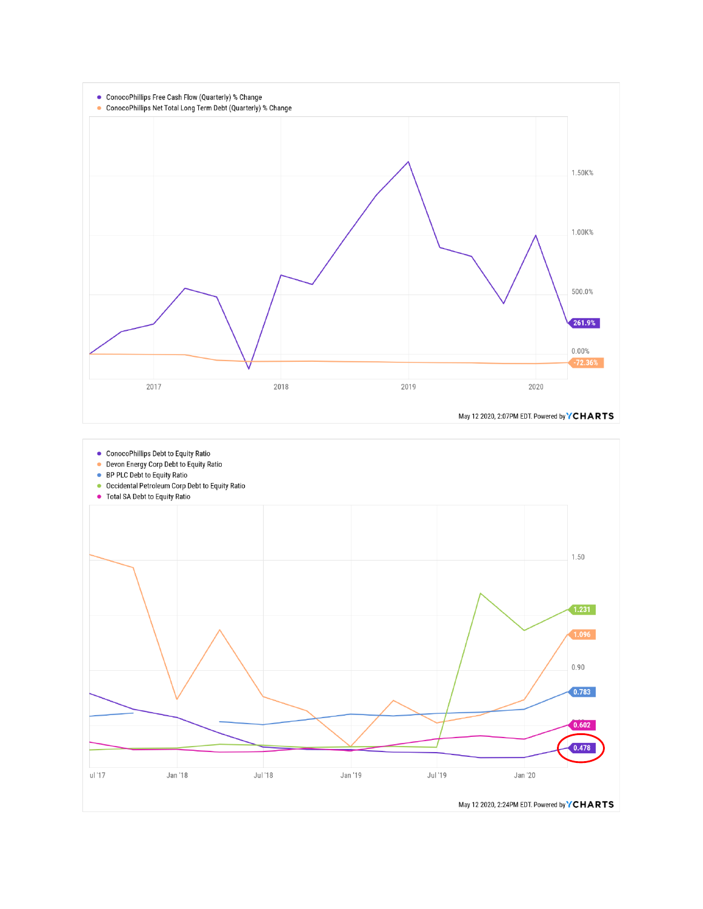- ConocoPhillips Free Cash Flow (Quarterly) % Change
- ConocoPhillips Net Total Long Term Debt (Quarterly) % Change

1.50K%
1.00K%
500.0%
261.9%
0.00%
-72.36%

2017 2018 2019 2020

May 12 2020, 2:07PM EDT. Powered by YCHARTS

- ConocoPhillips Debt to Equity Ratio
- Devon Energy Corp Debt to Equity Ratio
- BP PLC Debt to Equity Ratio
- Occidental Petroleum Corp Debt to Equity Ratio
- Total SA Debt to Equity Ratio

1.50
1.231
1.096
0.90
0.783
0.602
0.478

ul '17 Jan '18 Jul '18 Jan '19 Jul '19 Jan '20

May 12 2020, 2:24PM EDT. Powered by YCHARTS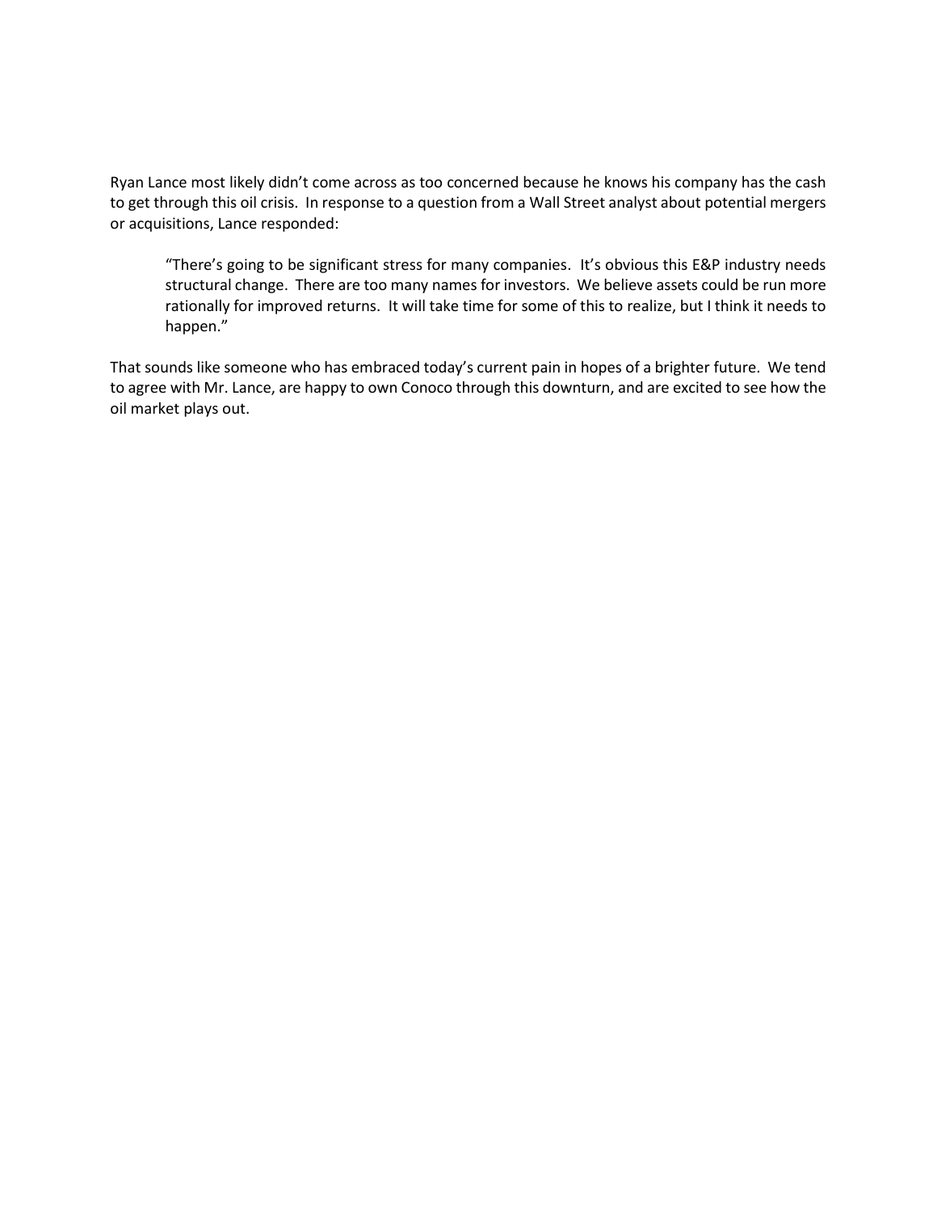Ryan Lance most likely didn't come across as too concerned because he knows his company has the cash to get through this oil crisis. In response to a question from a Wall Street analyst about potential mergers or acquisitions, Lance responded:

> "There's going to be significant stress for many companies. It's obvious this E&P industry needs structural change. There are too many names for investors. We believe assets could be run more rationally for improved returns. It will take time for some of this to realize, but I think it needs to happen."

That sounds like someone who has embraced today's current pain in hopes of a brighter future. We tend to agree with Mr. Lance, are happy to own Conoco through this downturn, and are excited to see how the oil market plays out.